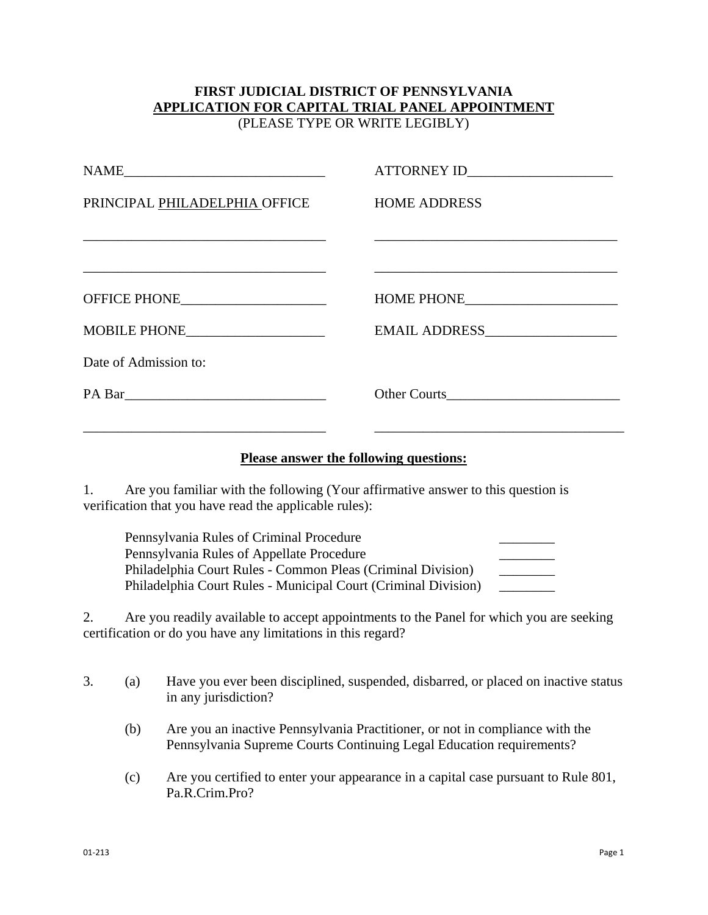**FIRST JUDICIAL DISTRICT OF PENNSYLVANIA**
**APPLICATION FOR CAPITAL TRIAL PANEL APPOINTMENT**
(PLEASE TYPE OR WRITE LEGIBLY)

NAME_____________________________ ATTORNEY ID_____________________

PRINCIPAL PHILADELPHIA OFFICE

___________________________________

___________________________________

HOME ADDRESS

___________________________________

___________________________________

OFFICE PHONE_____________________ HOME PHONE______________________

MOBILE PHONE____________________ EMAIL ADDRESS___________________

Date of Admission to:

PA Bar_____________________________ Other Courts_________________________

___________________________________ ___________________________________

**Please answer the following questions:**

1. Are you familiar with the following (Your affirmative answer to this question is verification that you have read the applicable rules):

| | |
|---|---|
| Pennsylvania Rules of Criminal Procedure | ________ |
| Pennsylvania Rules of Appellate Procedure | ________ |
| Philadelphia Court Rules - Common Pleas (Criminal Division) | ________ |
| Philadelphia Court Rules - Municipal Court (Criminal Division) | ________ |

2. Are you readily available to accept appointments to the Panel for which you are seeking certification or do you have any limitations in this regard?

3. (a) Have you ever been disciplined, suspended, disbarred, or placed on inactive status in any jurisdiction?

   (b) Are you an inactive Pennsylvania Practitioner, or not in compliance with the Pennsylvania Supreme Courts Continuing Legal Education requirements?

   (c) Are you certified to enter your appearance in a capital case pursuant to Rule 801, Pa.R.Crim.Pro?

01-213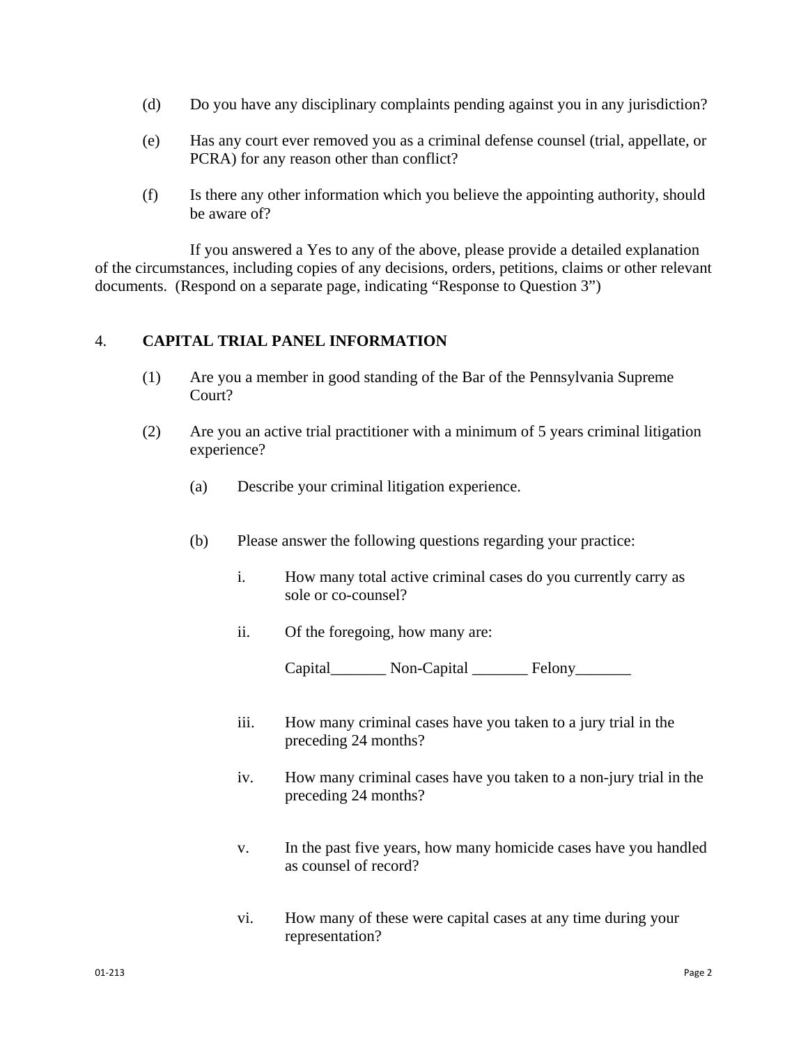(d) Do you have any disciplinary complaints pending against you in any jurisdiction?

(e) Has any court ever removed you as a criminal defense counsel (trial, appellate, or PCRA) for any reason other than conflict?

(f) Is there any other information which you believe the appointing authority, should be aware of?

If you answered a Yes to any of the above, please provide a detailed explanation of the circumstances, including copies of any decisions, orders, petitions, claims or other relevant documents. (Respond on a separate page, indicating "Response to Question 3")

## 4. CAPITAL TRIAL PANEL INFORMATION

(1) Are you a member in good standing of the Bar of the Pennsylvania Supreme Court?

(2) Are you an active trial practitioner with a minimum of 5 years criminal litigation experience?

(a) Describe your criminal litigation experience.

(b) Please answer the following questions regarding your practice:

i. How many total active criminal cases do you currently carry as sole or co-counsel?

ii. Of the foregoing, how many are:

Capital_______ Non-Capital _______ Felony_______

iii. How many criminal cases have you taken to a jury trial in the preceding 24 months?

iv. How many criminal cases have you taken to a non-jury trial in the preceding 24 months?

v. In the past five years, how many homicide cases have you handled as counsel of record?

vi. How many of these were capital cases at any time during your representation?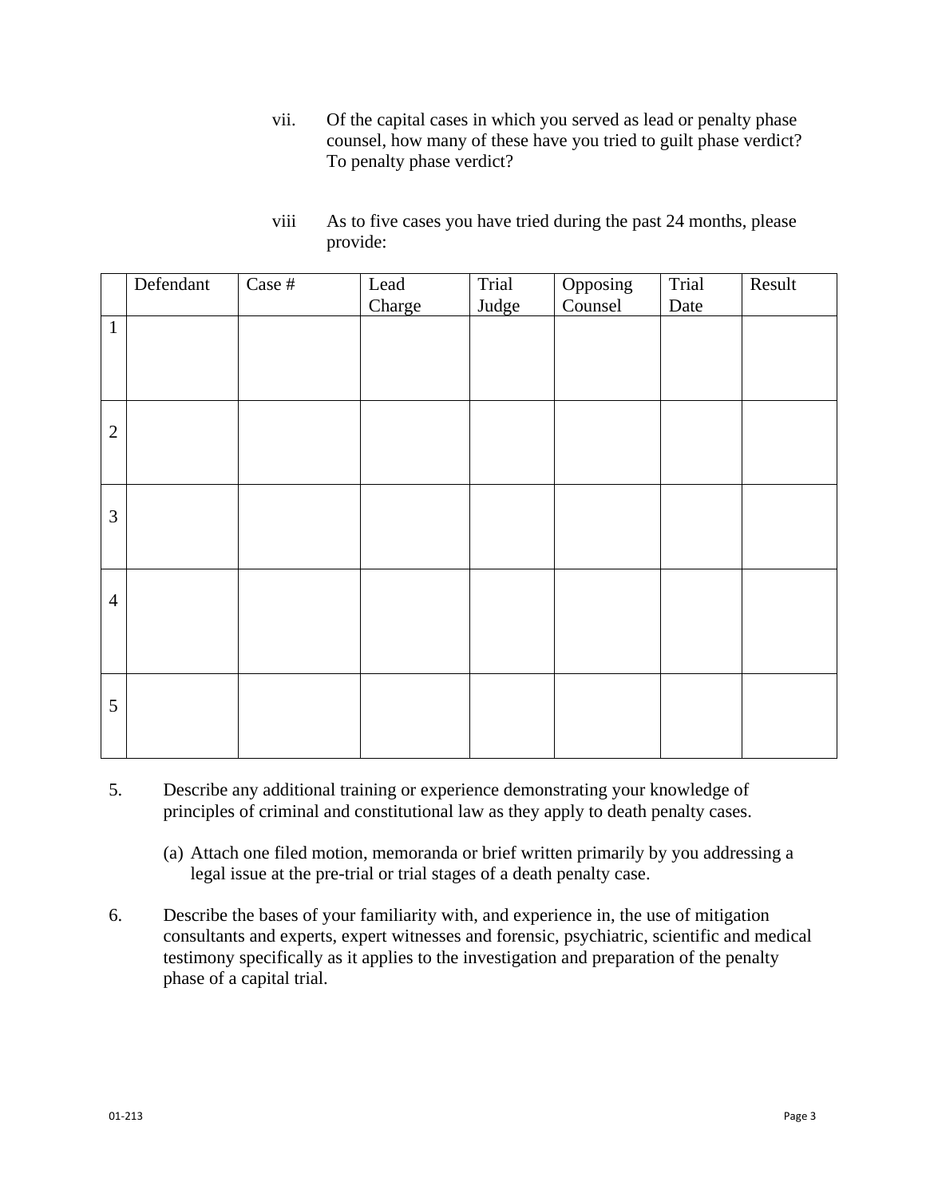vii. Of the capital cases in which you served as lead or penalty phase counsel, how many of these have you tried to guilt phase verdict? To penalty phase verdict?

viii As to five cases you have tried during the past 24 months, please provide:

| | Defendant | Case # | Lead Charge | Trial Judge | Opposing Counsel | Trial Date | Result |
|---|---|---|---|---|---|---|---|
| 1 | | | | | | | |
| 2 | | | | | | | |
| 3 | | | | | | | |
| 4 | | | | | | | |
| 5 | | | | | | | |

5. Describe any additional training or experience demonstrating your knowledge of principles of criminal and constitutional law as they apply to death penalty cases.

   (a) Attach one filed motion, memoranda or brief written primarily by you addressing a legal issue at the pre-trial or trial stages of a death penalty case.

6. Describe the bases of your familiarity with, and experience in, the use of mitigation consultants and experts, expert witnesses and forensic, psychiatric, scientific and medical testimony specifically as it applies to the investigation and preparation of the penalty phase of a capital trial.